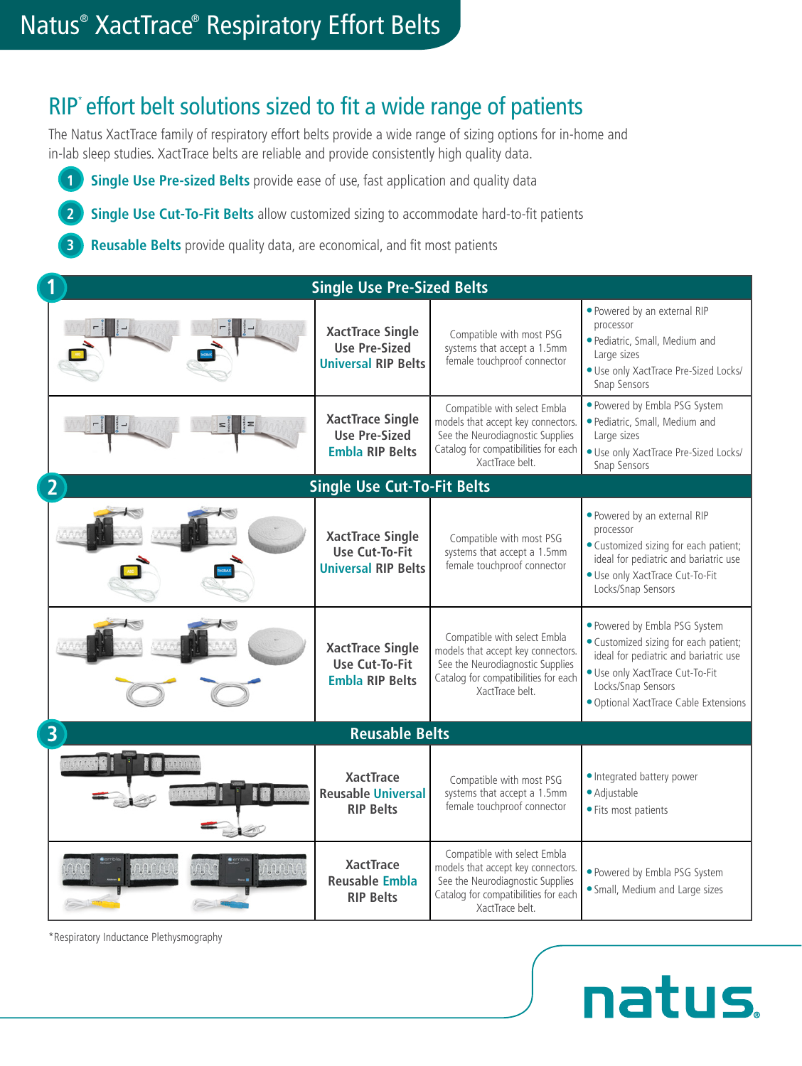# Natus® XactTrace® Respiratory Effort Belts

## RIP* effort belt solutions sized to fit a wide range of patients

The Natus XactTrace family of respiratory effort belts provide a wide range of sizing options for in-home and in-lab sleep studies. XactTrace belts are reliable and provide consistently high quality data.

1. **Single Use Pre-sized Belts** provide ease of use, fast application and quality data
2. **Single Use Cut-To-Fit Belts** allow customized sizing to accommodate hard-to-fit patients
3. **Reusable Belts** provide quality data, are economical, and fit most patients

| | Product | Compatibility | Features |
|---|---|---|---|
| **1 Single Use Pre-Sized Belts** | | | |
| | **XactTrace Single Use Pre-Sized Universal RIP Belts** | Compatible with most PSG systems that accept a 1.5mm female touchproof connector | • Powered by an external RIP processor<br>• Pediatric, Small, Medium and Large sizes<br>• Use only XactTrace Pre-Sized Locks/Snap Sensors |
| | **XactTrace Single Use Pre-Sized Embla RIP Belts** | Compatible with select Embla models that accept key connectors. See the Neurodiagnostic Supplies Catalog for compatibilities for each XactTrace belt. | • Powered by Embla PSG System<br>• Pediatric, Small, Medium and Large sizes<br>• Use only XactTrace Pre-Sized Locks/Snap Sensors |
| **2 Single Use Cut-To-Fit Belts** | | | |
| | **XactTrace Single Use Cut-To-Fit Universal RIP Belts** | Compatible with most PSG systems that accept a 1.5mm female touchproof connector | • Powered by an external RIP processor<br>• Customized sizing for each patient; ideal for pediatric and bariatric use<br>• Use only XactTrace Cut-To-Fit Locks/Snap Sensors |
| | **XactTrace Single Use Cut-To-Fit Embla RIP Belts** | Compatible with select Embla models that accept key connectors. See the Neurodiagnostic Supplies Catalog for compatibilities for each XactTrace belt. | • Powered by Embla PSG System<br>• Customized sizing for each patient; ideal for pediatric and bariatric use<br>• Use only XactTrace Cut-To-Fit Locks/Snap Sensors<br>• Optional XactTrace Cable Extensions |
| **3 Reusable Belts** | | | |
| | **XactTrace Reusable Universal RIP Belts** | Compatible with most PSG systems that accept a 1.5mm female touchproof connector | • Integrated battery power<br>• Adjustable<br>• Fits most patients |
| | **XactTrace Reusable Embla RIP Belts** | Compatible with select Embla models that accept key connectors. See the Neurodiagnostic Supplies Catalog for compatibilities for each XactTrace belt. | • Powered by Embla PSG System<br>• Small, Medium and Large sizes |

*Respiratory Inductance Plethysmography

natus.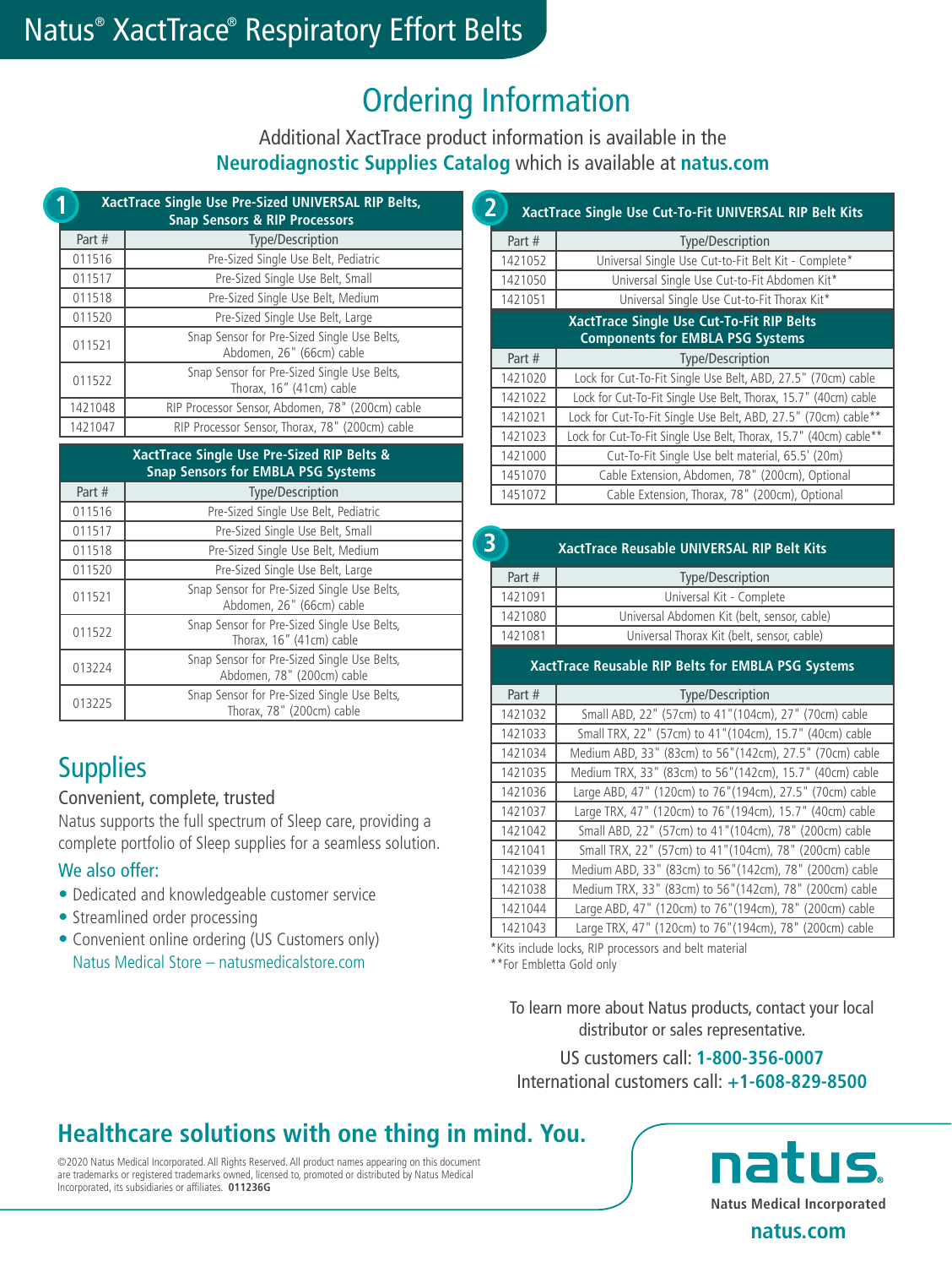# Natus® XactTrace® Respiratory Effort Belts

## Ordering Information

Additional XactTrace product information is available in the **Neurodiagnostic Supplies Catalog** which is available at **natus.com**

### 1 XactTrace Single Use Pre-Sized UNIVERSAL RIP Belts, Snap Sensors & RIP Processors

| Part # | Type/Description |
|---|---|
| 011516 | Pre-Sized Single Use Belt, Pediatric |
| 011517 | Pre-Sized Single Use Belt, Small |
| 011518 | Pre-Sized Single Use Belt, Medium |
| 011520 | Pre-Sized Single Use Belt, Large |
| 011521 | Snap Sensor for Pre-Sized Single Use Belts, Abdomen, 26" (66cm) cable |
| 011522 | Snap Sensor for Pre-Sized Single Use Belts, Thorax, 16" (41cm) cable |
| 1421048 | RIP Processor Sensor, Abdomen, 78" (200cm) cable |
| 1421047 | RIP Processor Sensor, Thorax, 78" (200cm) cable |

### XactTrace Single Use Pre-Sized RIP Belts & Snap Sensors for EMBLA PSG Systems

| Part # | Type/Description |
|---|---|
| 011516 | Pre-Sized Single Use Belt, Pediatric |
| 011517 | Pre-Sized Single Use Belt, Small |
| 011518 | Pre-Sized Single Use Belt, Medium |
| 011520 | Pre-Sized Single Use Belt, Large |
| 011521 | Snap Sensor for Pre-Sized Single Use Belts, Abdomen, 26" (66cm) cable |
| 011522 | Snap Sensor for Pre-Sized Single Use Belts, Thorax, 16" (41cm) cable |
| 013224 | Snap Sensor for Pre-Sized Single Use Belts, Abdomen, 78" (200cm) cable |
| 013225 | Snap Sensor for Pre-Sized Single Use Belts, Thorax, 78" (200cm) cable |

### 2 XactTrace Single Use Cut-To-Fit UNIVERSAL RIP Belt Kits

| Part # | Type/Description |
|---|---|
| 1421052 | Universal Single Use Cut-to-Fit Belt Kit - Complete* |
| 1421050 | Universal Single Use Cut-to-Fit Abdomen Kit* |
| 1421051 | Universal Single Use Cut-to-Fit Thorax Kit* |

### XactTrace Single Use Cut-To-Fit RIP Belts Components for EMBLA PSG Systems

| Part # | Type/Description |
|---|---|
| 1421020 | Lock for Cut-To-Fit Single Use Belt, ABD, 27.5" (70cm) cable |
| 1421022 | Lock for Cut-To-Fit Single Use Belt, Thorax, 15.7" (40cm) cable |
| 1421021 | Lock for Cut-To-Fit Single Use Belt, ABD, 27.5" (70cm) cable** |
| 1421023 | Lock for Cut-To-Fit Single Use Belt, Thorax, 15.7" (40cm) cable** |
| 1421000 | Cut-To-Fit Single Use belt material, 65.5' (20m) |
| 1451070 | Cable Extension, Abdomen, 78" (200cm), Optional |
| 1451072 | Cable Extension, Thorax, 78" (200cm), Optional |

### 3 XactTrace Reusable UNIVERSAL RIP Belt Kits

| Part # | Type/Description |
|---|---|
| 1421091 | Universal Kit - Complete |
| 1421080 | Universal Abdomen Kit (belt, sensor, cable) |
| 1421081 | Universal Thorax Kit (belt, sensor, cable) |

### XactTrace Reusable RIP Belts for EMBLA PSG Systems

| Part # | Type/Description |
|---|---|
| 1421032 | Small ABD, 22" (57cm) to 41"(104cm), 27" (70cm) cable |
| 1421033 | Small TRX, 22" (57cm) to 41"(104cm), 15.7" (40cm) cable |
| 1421034 | Medium ABD, 33" (83cm) to 56"(142cm), 27.5" (70cm) cable |
| 1421035 | Medium TRX, 33" (83cm) to 56"(142cm), 15.7" (40cm) cable |
| 1421036 | Large ABD, 47" (120cm) to 76"(194cm), 27.5" (70cm) cable |
| 1421037 | Large TRX, 47" (120cm) to 76"(194cm), 15.7" (40cm) cable |
| 1421042 | Small ABD, 22" (57cm) to 41"(104cm), 78" (200cm) cable |
| 1421041 | Small TRX, 22" (57cm) to 41"(104cm), 78" (200cm) cable |
| 1421039 | Medium ABD, 33" (83cm) to 56"(142cm), 78" (200cm) cable |
| 1421038 | Medium TRX, 33" (83cm) to 56"(142cm), 78" (200cm) cable |
| 1421044 | Large ABD, 47" (120cm) to 76"(194cm), 78" (200cm) cable |
| 1421043 | Large TRX, 47" (120cm) to 76"(194cm), 78" (200cm) cable |

*Kits include locks, RIP processors and belt material
**For Embletta Gold only

## Supplies

### Convenient, complete, trusted

Natus supports the full spectrum of Sleep care, providing a complete portfolio of Sleep supplies for a seamless solution.

### We also offer:

- Dedicated and knowledgeable customer service
- Streamlined order processing
- Convenient online ordering (US Customers only)
  Natus Medical Store – natusmedicalstore.com

To learn more about Natus products, contact your local distributor or sales representative.

US customers call: **1-800-356-0007**
International customers call: **+1-608-829-8500**

## Healthcare solutions with one thing in mind. You.

©2020 Natus Medical Incorporated. All Rights Reserved. All product names appearing on this document are trademarks or registered trademarks owned, licensed to, promoted or distributed by Natus Medical Incorporated, its subsidiaries or affiliates. **011236G**

natus.

Natus Medical Incorporated

natus.com